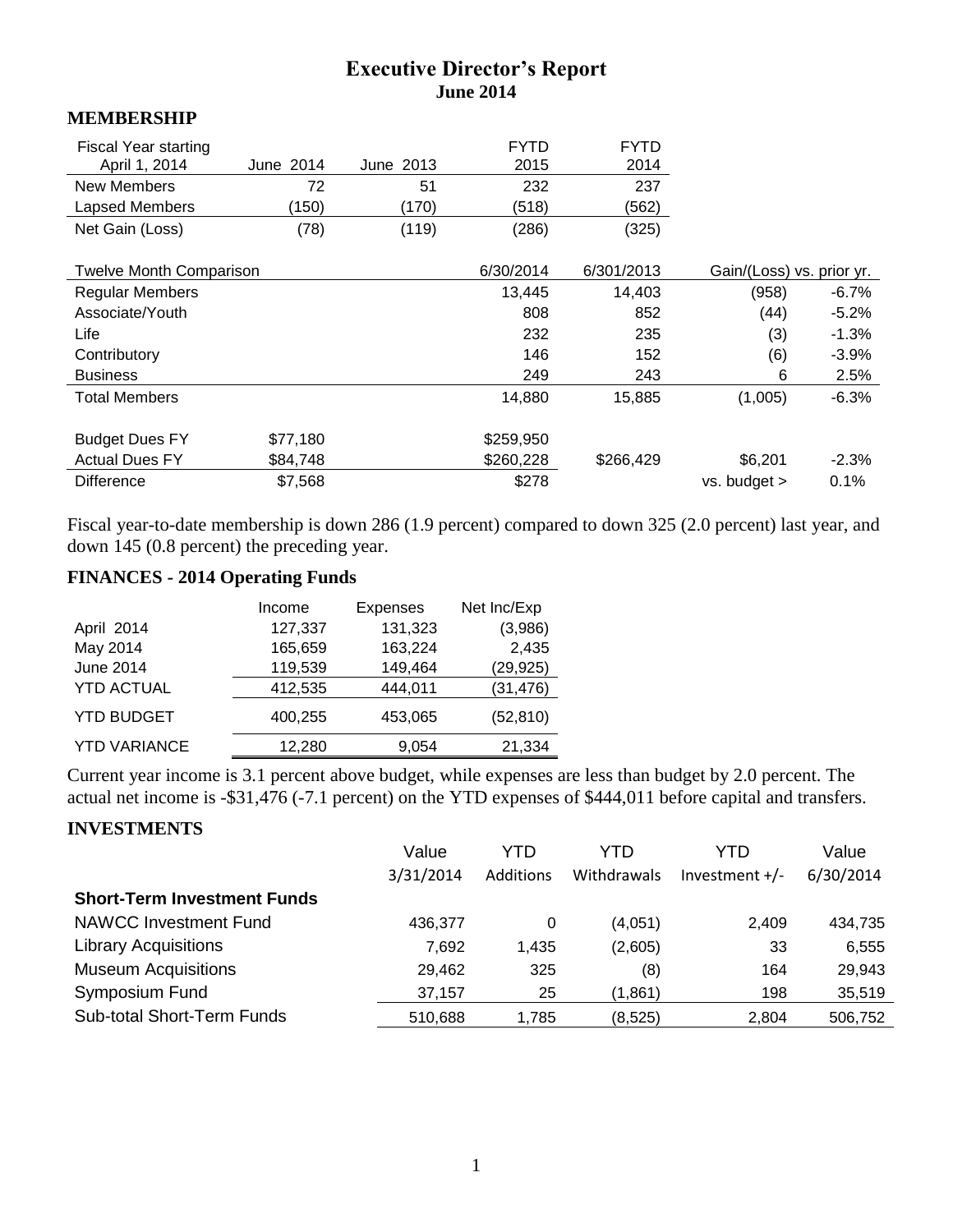# Executive Director's Report
## June 2014

### MEMBERSHIP

| Fiscal Year starting April 1, 2014 | June 2014 | June 2013 | FYTD 2015 | FYTD 2014 | | |
|---|---|---|---|---|---|---|
| New Members | 72 | 51 | 232 | 237 | | |
| Lapsed Members | (150) | (170) | (518) | (562) | | |
| Net Gain (Loss) | (78) | (119) | (286) | (325) | | |
| | | | | | | |
| Twelve Month Comparison | | | 6/30/2014 | 6/301/2013 | Gain/(Loss) vs. prior yr. | |
| Regular Members | | | 13,445 | 14,403 | (958) | -6.7% |
| Associate/Youth | | | 808 | 852 | (44) | -5.2% |
| Life | | | 232 | 235 | (3) | -1.3% |
| Contributory | | | 146 | 152 | (6) | -3.9% |
| Business | | | 249 | 243 | 6 | 2.5% |
| Total Members | | | 14,880 | 15,885 | (1,005) | -6.3% |
| | | | | | | |
| Budget Dues FY | $77,180 | | $259,950 | | | |
| Actual Dues FY | $84,748 | | $260,228 | $266,429 | $6,201 | -2.3% |
| Difference | $7,568 | | $278 | | vs. budget > | 0.1% |

Fiscal year-to-date membership is down 286 (1.9 percent) compared to down 325 (2.0 percent) last year, and down 145 (0.8 percent) the preceding year.

### FINANCES - 2014 Operating Funds

| | Income | Expenses | Net Inc/Exp |
|---|---|---|---|
| April 2014 | 127,337 | 131,323 | (3,986) |
| May 2014 | 165,659 | 163,224 | 2,435 |
| June 2014 | 119,539 | 149,464 | (29,925) |
| YTD ACTUAL | 412,535 | 444,011 | (31,476) |
| YTD BUDGET | 400,255 | 453,065 | (52,810) |
| YTD VARIANCE | 12,280 | 9,054 | 21,334 |

Current year income is 3.1 percent above budget, while expenses are less than budget by 2.0 percent. The actual net income is -$31,476 (-7.1 percent) on the YTD expenses of $444,011 before capital and transfers.

### INVESTMENTS

| | Value 3/31/2014 | YTD Additions | YTD Withdrawals | YTD Investment +/- | Value 6/30/2014 |
|---|---|---|---|---|---|
| **Short-Term Investment Funds** | | | | | |
| NAWCC Investment Fund | 436,377 | 0 | (4,051) | 2,409 | 434,735 |
| Library Acquisitions | 7,692 | 1,435 | (2,605) | 33 | 6,555 |
| Museum Acquisitions | 29,462 | 325 | (8) | 164 | 29,943 |
| Symposium Fund | 37,157 | 25 | (1,861) | 198 | 35,519 |
| Sub-total Short-Term Funds | 510,688 | 1,785 | (8,525) | 2,804 | 506,752 |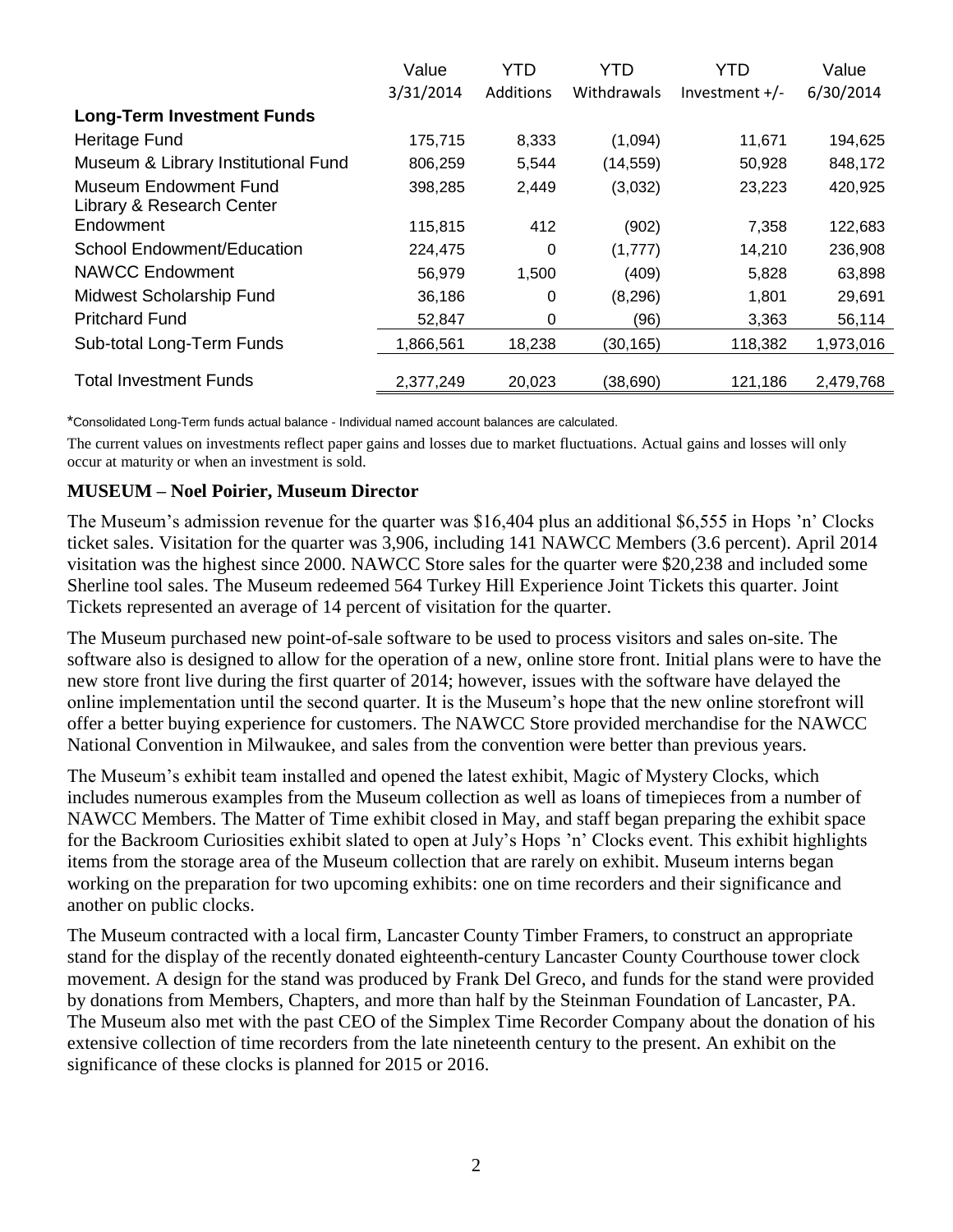| | Value 3/31/2014 | YTD Additions | YTD Withdrawals | YTD Investment +/- | Value 6/30/2014 |
|---|---|---|---|---|---|
| **Long-Term Investment Funds** | | | | | |
| Heritage Fund | 175,715 | 8,333 | (1,094) | 11,671 | 194,625 |
| Museum & Library Institutional Fund | 806,259 | 5,544 | (14,559) | 50,928 | 848,172 |
| Museum Endowment Fund | 398,285 | 2,449 | (3,032) | 23,223 | 420,925 |
| Library & Research Center Endowment | 115,815 | 412 | (902) | 7,358 | 122,683 |
| School Endowment/Education | 224,475 | 0 | (1,777) | 14,210 | 236,908 |
| NAWCC Endowment | 56,979 | 1,500 | (409) | 5,828 | 63,898 |
| Midwest Scholarship Fund | 36,186 | 0 | (8,296) | 1,801 | 29,691 |
| Pritchard Fund | 52,847 | 0 | (96) | 3,363 | 56,114 |
| Sub-total Long-Term Funds | 1,866,561 | 18,238 | (30,165) | 118,382 | 1,973,016 |
| Total Investment Funds | 2,377,249 | 20,023 | (38,690) | 121,186 | 2,479,768 |

*Consolidated Long-Term funds actual balance - Individual named account balances are calculated.

The current values on investments reflect paper gains and losses due to market fluctuations. Actual gains and losses will only occur at maturity or when an investment is sold.

**MUSEUM – Noel Poirier, Museum Director**

The Museum's admission revenue for the quarter was $16,404 plus an additional $6,555 in Hops 'n' Clocks ticket sales. Visitation for the quarter was 3,906, including 141 NAWCC Members (3.6 percent). April 2014 visitation was the highest since 2000. NAWCC Store sales for the quarter were $20,238 and included some Sherline tool sales. The Museum redeemed 564 Turkey Hill Experience Joint Tickets this quarter. Joint Tickets represented an average of 14 percent of visitation for the quarter.

The Museum purchased new point-of-sale software to be used to process visitors and sales on-site. The software also is designed to allow for the operation of a new, online store front. Initial plans were to have the new store front live during the first quarter of 2014; however, issues with the software have delayed the online implementation until the second quarter. It is the Museum's hope that the new online storefront will offer a better buying experience for customers. The NAWCC Store provided merchandise for the NAWCC National Convention in Milwaukee, and sales from the convention were better than previous years.

The Museum's exhibit team installed and opened the latest exhibit, Magic of Mystery Clocks, which includes numerous examples from the Museum collection as well as loans of timepieces from a number of NAWCC Members. The Matter of Time exhibit closed in May, and staff began preparing the exhibit space for the Backroom Curiosities exhibit slated to open at July's Hops 'n' Clocks event. This exhibit highlights items from the storage area of the Museum collection that are rarely on exhibit. Museum interns began working on the preparation for two upcoming exhibits: one on time recorders and their significance and another on public clocks.

The Museum contracted with a local firm, Lancaster County Timber Framers, to construct an appropriate stand for the display of the recently donated eighteenth-century Lancaster County Courthouse tower clock movement. A design for the stand was produced by Frank Del Greco, and funds for the stand were provided by donations from Members, Chapters, and more than half by the Steinman Foundation of Lancaster, PA. The Museum also met with the past CEO of the Simplex Time Recorder Company about the donation of his extensive collection of time recorders from the late nineteenth century to the present. An exhibit on the significance of these clocks is planned for 2015 or 2016.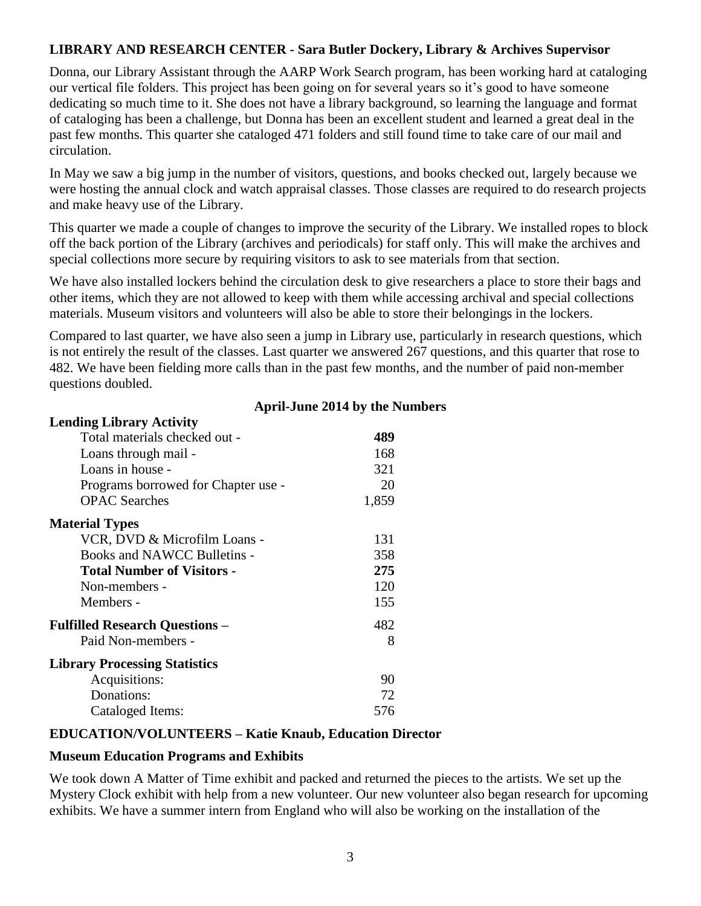### LIBRARY AND RESEARCH CENTER - Sara Butler Dockery, Library & Archives Supervisor

Donna, our Library Assistant through the AARP Work Search program, has been working hard at cataloging our vertical file folders. This project has been going on for several years so it's good to have someone dedicating so much time to it. She does not have a library background, so learning the language and format of cataloging has been a challenge, but Donna has been an excellent student and learned a great deal in the past few months. This quarter she cataloged 471 folders and still found time to take care of our mail and circulation.

In May we saw a big jump in the number of visitors, questions, and books checked out, largely because we were hosting the annual clock and watch appraisal classes. Those classes are required to do research projects and make heavy use of the Library.

This quarter we made a couple of changes to improve the security of the Library. We installed ropes to block off the back portion of the Library (archives and periodicals) for staff only. This will make the archives and special collections more secure by requiring visitors to ask to see materials from that section.

We have also installed lockers behind the circulation desk to give researchers a place to store their bags and other items, which they are not allowed to keep with them while accessing archival and special collections materials. Museum visitors and volunteers will also be able to store their belongings in the lockers.

Compared to last quarter, we have also seen a jump in Library use, particularly in research questions, which is not entirely the result of the classes. Last quarter we answered 267 questions, and this quarter that rose to 482. We have been fielding more calls than in the past few months, and the number of paid non-member questions doubled.

**April-June 2014 by the Numbers**

| | |
|---|---|
| **Lending Library Activity** | |
| Total materials checked out - | **489** |
| Loans through mail - | 168 |
| Loans in house - | 321 |
| Programs borrowed for Chapter use - | 20 |
| OPAC Searches | 1,859 |
| **Material Types** | |
| VCR, DVD & Microfilm Loans - | 131 |
| Books and NAWCC Bulletins - | 358 |
| **Total Number of Visitors -** | **275** |
| Non-members - | 120 |
| Members - | 155 |
| **Fulfilled Research Questions –** | 482 |
| Paid Non-members - | 8 |
| **Library Processing Statistics** | |
| Acquisitions: | 90 |
| Donations: | 72 |
| Cataloged Items: | 576 |

### EDUCATION/VOLUNTEERS – Katie Knaub, Education Director

#### Museum Education Programs and Exhibits

We took down A Matter of Time exhibit and packed and returned the pieces to the artists. We set up the Mystery Clock exhibit with help from a new volunteer. Our new volunteer also began research for upcoming exhibits. We have a summer intern from England who will also be working on the installation of the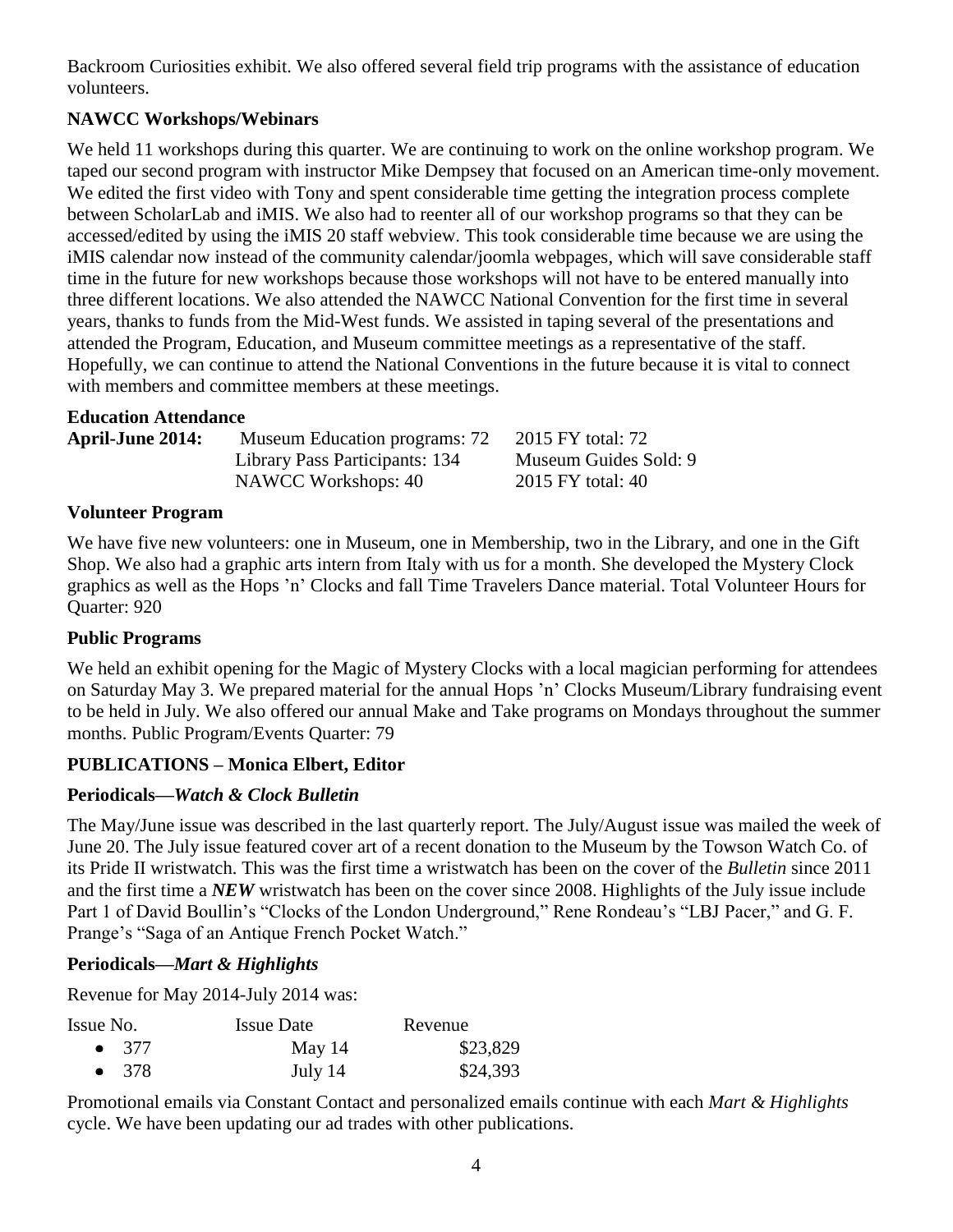Backroom Curiosities exhibit. We also offered several field trip programs with the assistance of education volunteers.

### NAWCC Workshops/Webinars

We held 11 workshops during this quarter. We are continuing to work on the online workshop program. We taped our second program with instructor Mike Dempsey that focused on an American time-only movement. We edited the first video with Tony and spent considerable time getting the integration process complete between ScholarLab and iMIS. We also had to reenter all of our workshop programs so that they can be accessed/edited by using the iMIS 20 staff webview. This took considerable time because we are using the iMIS calendar now instead of the community calendar/joomla webpages, which will save considerable staff time in the future for new workshops because those workshops will not have to be entered manually into three different locations. We also attended the NAWCC National Convention for the first time in several years, thanks to funds from the Mid-West funds. We assisted in taping several of the presentations and attended the Program, Education, and Museum committee meetings as a representative of the staff. Hopefully, we can continue to attend the National Conventions in the future because it is vital to connect with members and committee members at these meetings.

### Education Attendance

| **April-June 2014:** | Museum Education programs: 72 | 2015 FY total: 72 |
|---|---|---|
| | Library Pass Participants: 134 | Museum Guides Sold: 9 |
| | NAWCC Workshops: 40 | 2015 FY total: 40 |

### Volunteer Program

We have five new volunteers: one in Museum, one in Membership, two in the Library, and one in the Gift Shop. We also had a graphic arts intern from Italy with us for a month. She developed the Mystery Clock graphics as well as the Hops 'n' Clocks and fall Time Travelers Dance material. Total Volunteer Hours for Quarter: 920

### Public Programs

We held an exhibit opening for the Magic of Mystery Clocks with a local magician performing for attendees on Saturday May 3. We prepared material for the annual Hops 'n' Clocks Museum/Library fundraising event to be held in July. We also offered our annual Make and Take programs on Mondays throughout the summer months. Public Program/Events Quarter: 79

## PUBLICATIONS – Monica Elbert, Editor

### Periodicals—*Watch & Clock Bulletin*

The May/June issue was described in the last quarterly report. The July/August issue was mailed the week of June 20. The July issue featured cover art of a recent donation to the Museum by the Towson Watch Co. of its Pride II wristwatch. This was the first time a wristwatch has been on the cover of the *Bulletin* since 2011 and the first time a ***NEW*** wristwatch has been on the cover since 2008. Highlights of the July issue include Part 1 of David Boullin's "Clocks of the London Underground," Rene Rondeau's "LBJ Pacer," and G. F. Prange's "Saga of an Antique French Pocket Watch."

### Periodicals—*Mart & Highlights*

Revenue for May 2014-July 2014 was:

| Issue No. | Issue Date | Revenue |
|---|---|---|
| • 377 | May 14 | $23,829 |
| • 378 | July 14 | $24,393 |

Promotional emails via Constant Contact and personalized emails continue with each *Mart & Highlights* cycle. We have been updating our ad trades with other publications.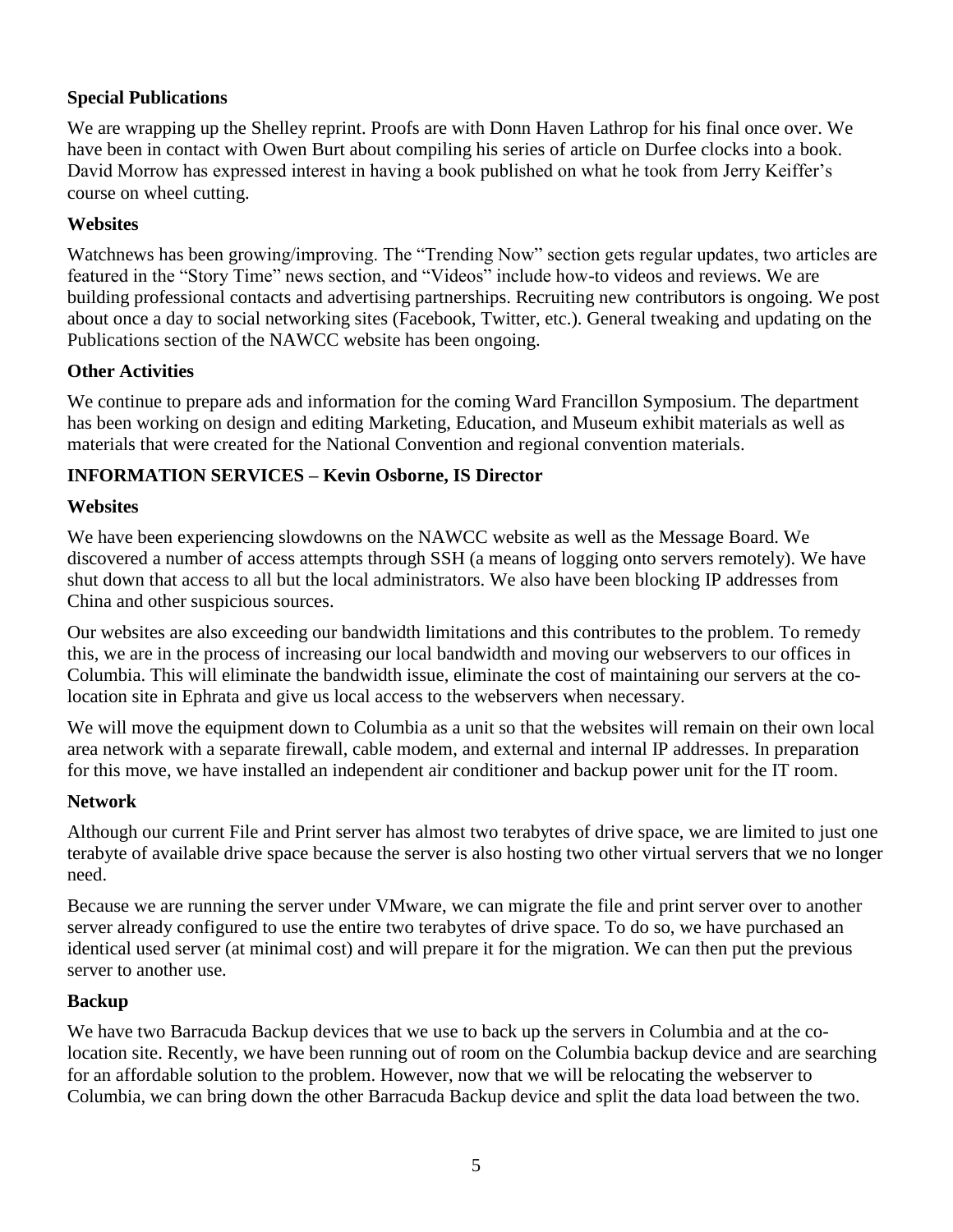### Special Publications

We are wrapping up the Shelley reprint. Proofs are with Donn Haven Lathrop for his final once over. We have been in contact with Owen Burt about compiling his series of article on Durfee clocks into a book. David Morrow has expressed interest in having a book published on what he took from Jerry Keiffer's course on wheel cutting.

### Websites

Watchnews has been growing/improving. The "Trending Now" section gets regular updates, two articles are featured in the "Story Time" news section, and "Videos" include how-to videos and reviews. We are building professional contacts and advertising partnerships. Recruiting new contributors is ongoing. We post about once a day to social networking sites (Facebook, Twitter, etc.). General tweaking and updating on the Publications section of the NAWCC website has been ongoing.

### Other Activities

We continue to prepare ads and information for the coming Ward Francillon Symposium. The department has been working on design and editing Marketing, Education, and Museum exhibit materials as well as materials that were created for the National Convention and regional convention materials.

## INFORMATION SERVICES – Kevin Osborne, IS Director

### Websites

We have been experiencing slowdowns on the NAWCC website as well as the Message Board. We discovered a number of access attempts through SSH (a means of logging onto servers remotely). We have shut down that access to all but the local administrators. We also have been blocking IP addresses from China and other suspicious sources.

Our websites are also exceeding our bandwidth limitations and this contributes to the problem. To remedy this, we are in the process of increasing our local bandwidth and moving our webservers to our offices in Columbia. This will eliminate the bandwidth issue, eliminate the cost of maintaining our servers at the co-location site in Ephrata and give us local access to the webservers when necessary.

We will move the equipment down to Columbia as a unit so that the websites will remain on their own local area network with a separate firewall, cable modem, and external and internal IP addresses. In preparation for this move, we have installed an independent air conditioner and backup power unit for the IT room.

### Network

Although our current File and Print server has almost two terabytes of drive space, we are limited to just one terabyte of available drive space because the server is also hosting two other virtual servers that we no longer need.

Because we are running the server under VMware, we can migrate the file and print server over to another server already configured to use the entire two terabytes of drive space. To do so, we have purchased an identical used server (at minimal cost) and will prepare it for the migration. We can then put the previous server to another use.

### Backup

We have two Barracuda Backup devices that we use to back up the servers in Columbia and at the co-location site. Recently, we have been running out of room on the Columbia backup device and are searching for an affordable solution to the problem. However, now that we will be relocating the webserver to Columbia, we can bring down the other Barracuda Backup device and split the data load between the two.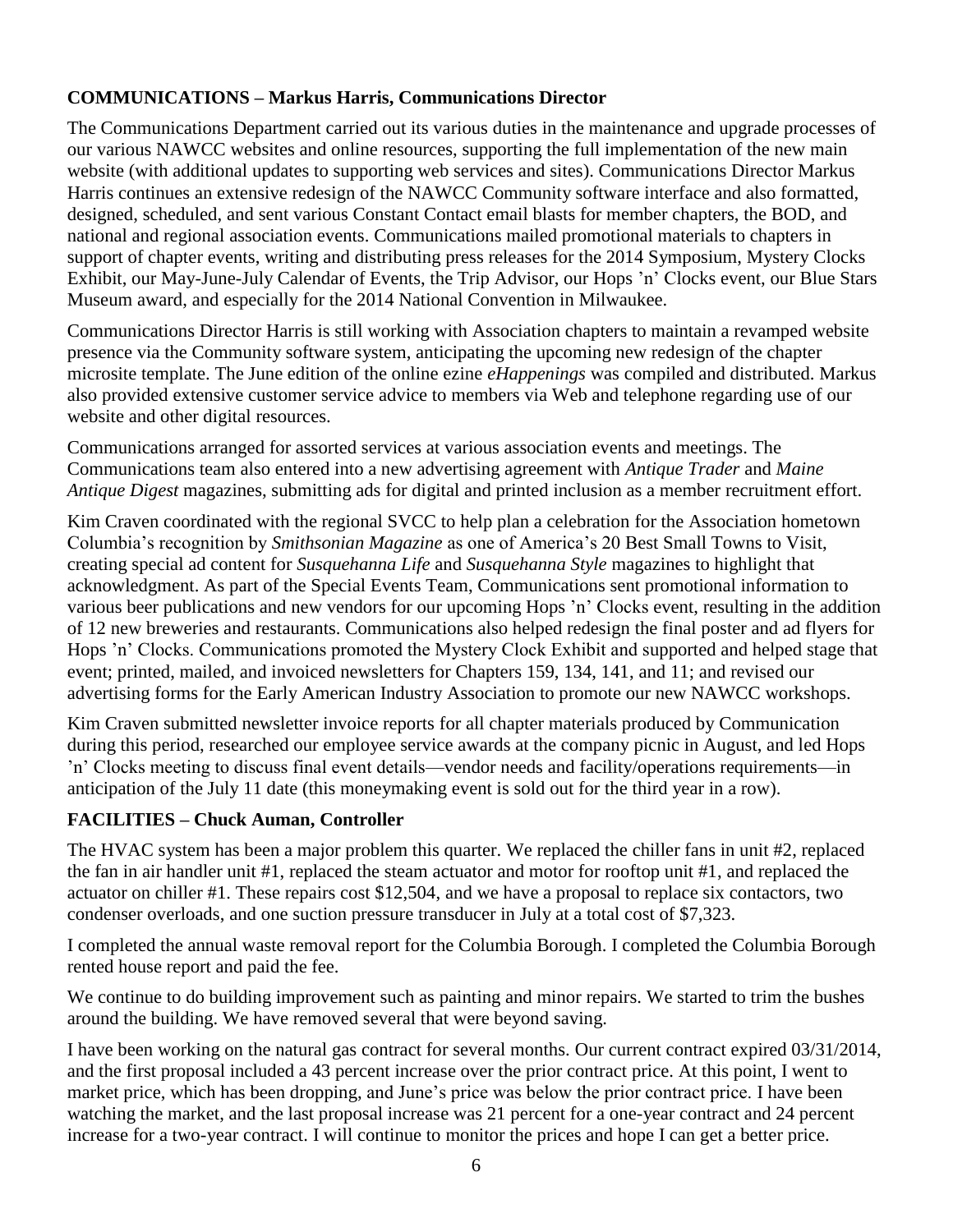**COMMUNICATIONS – Markus Harris, Communications Director**

The Communications Department carried out its various duties in the maintenance and upgrade processes of our various NAWCC websites and online resources, supporting the full implementation of the new main website (with additional updates to supporting web services and sites). Communications Director Markus Harris continues an extensive redesign of the NAWCC Community software interface and also formatted, designed, scheduled, and sent various Constant Contact email blasts for member chapters, the BOD, and national and regional association events. Communications mailed promotional materials to chapters in support of chapter events, writing and distributing press releases for the 2014 Symposium, Mystery Clocks Exhibit, our May-June-July Calendar of Events, the Trip Advisor, our Hops 'n' Clocks event, our Blue Stars Museum award, and especially for the 2014 National Convention in Milwaukee.

Communications Director Harris is still working with Association chapters to maintain a revamped website presence via the Community software system, anticipating the upcoming new redesign of the chapter microsite template. The June edition of the online ezine *eHappenings* was compiled and distributed. Markus also provided extensive customer service advice to members via Web and telephone regarding use of our website and other digital resources.

Communications arranged for assorted services at various association events and meetings. The Communications team also entered into a new advertising agreement with *Antique Trader* and *Maine Antique Digest* magazines, submitting ads for digital and printed inclusion as a member recruitment effort.

Kim Craven coordinated with the regional SVCC to help plan a celebration for the Association hometown Columbia's recognition by *Smithsonian Magazine* as one of America's 20 Best Small Towns to Visit, creating special ad content for *Susquehanna Life* and *Susquehanna Style* magazines to highlight that acknowledgment. As part of the Special Events Team, Communications sent promotional information to various beer publications and new vendors for our upcoming Hops 'n' Clocks event, resulting in the addition of 12 new breweries and restaurants. Communications also helped redesign the final poster and ad flyers for Hops 'n' Clocks. Communications promoted the Mystery Clock Exhibit and supported and helped stage that event; printed, mailed, and invoiced newsletters for Chapters 159, 134, 141, and 11; and revised our advertising forms for the Early American Industry Association to promote our new NAWCC workshops.

Kim Craven submitted newsletter invoice reports for all chapter materials produced by Communication during this period, researched our employee service awards at the company picnic in August, and led Hops 'n' Clocks meeting to discuss final event details—vendor needs and facility/operations requirements—in anticipation of the July 11 date (this moneymaking event is sold out for the third year in a row).

**FACILITIES – Chuck Auman, Controller**

The HVAC system has been a major problem this quarter. We replaced the chiller fans in unit #2, replaced the fan in air handler unit #1, replaced the steam actuator and motor for rooftop unit #1, and replaced the actuator on chiller #1. These repairs cost $12,504, and we have a proposal to replace six contactors, two condenser overloads, and one suction pressure transducer in July at a total cost of $7,323.

I completed the annual waste removal report for the Columbia Borough. I completed the Columbia Borough rented house report and paid the fee.

We continue to do building improvement such as painting and minor repairs. We started to trim the bushes around the building. We have removed several that were beyond saving.

I have been working on the natural gas contract for several months. Our current contract expired 03/31/2014, and the first proposal included a 43 percent increase over the prior contract price. At this point, I went to market price, which has been dropping, and June's price was below the prior contract price. I have been watching the market, and the last proposal increase was 21 percent for a one-year contract and 24 percent increase for a two-year contract. I will continue to monitor the prices and hope I can get a better price.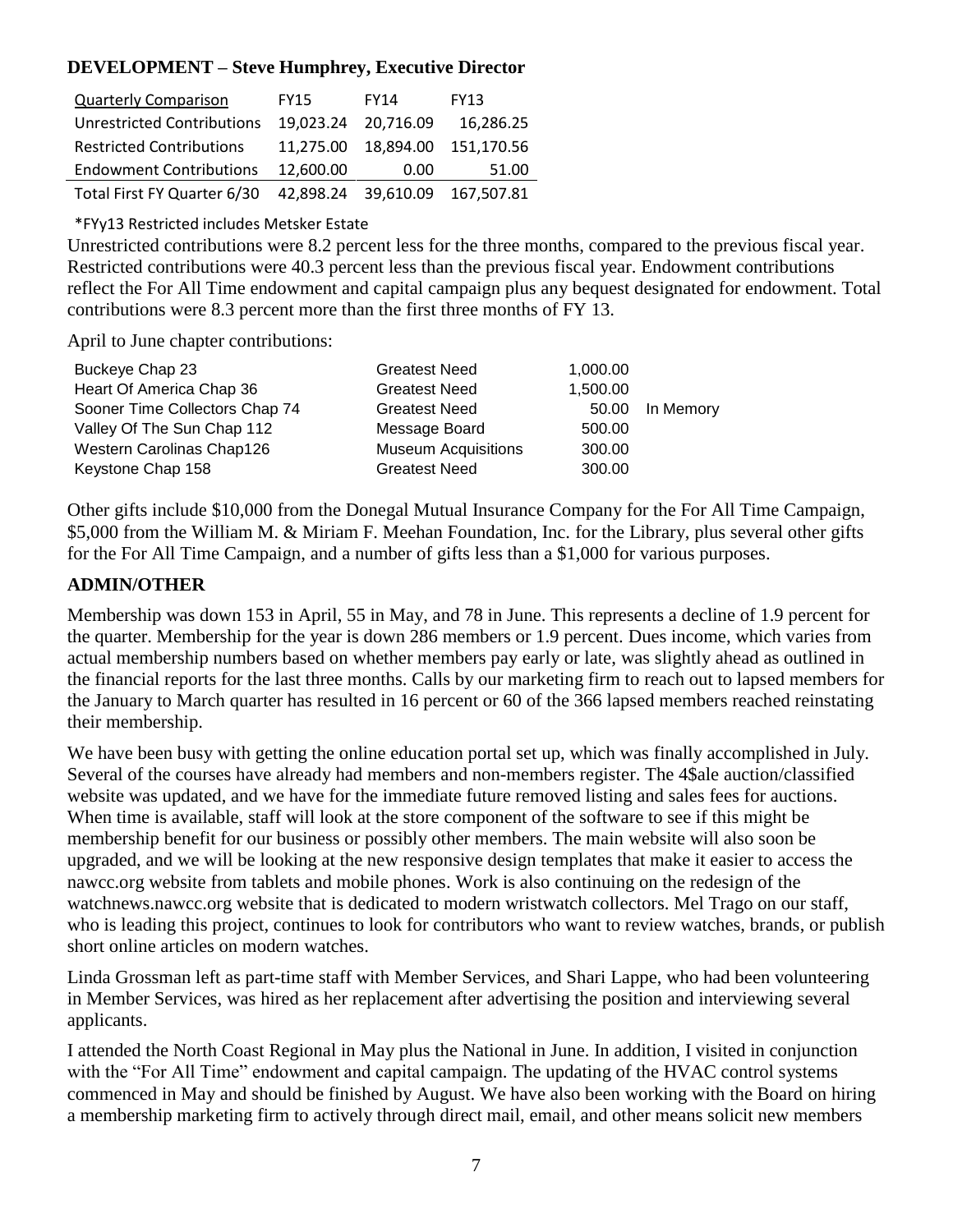## DEVELOPMENT – Steve Humphrey, Executive Director

| Quarterly Comparison | FY15 | FY14 | FY13 |
|---|---|---|---|
| Unrestricted Contributions | 19,023.24 | 20,716.09 | 16,286.25 |
| Restricted Contributions | 11,275.00 | 18,894.00 | 151,170.56 |
| Endowment Contributions | 12,600.00 | 0.00 | 51.00 |
| Total First FY Quarter 6/30 | 42,898.24 | 39,610.09 | 167,507.81 |

*FYy13 Restricted includes Metsker Estate

Unrestricted contributions were 8.2 percent less for the three months, compared to the previous fiscal year. Restricted contributions were 40.3 percent less than the previous fiscal year. Endowment contributions reflect the For All Time endowment and capital campaign plus any bequest designated for endowment. Total contributions were 8.3 percent more than the first three months of FY 13.

April to June chapter contributions:

| | | | |
|---|---|---|---|
| Buckeye Chap 23 | Greatest Need | 1,000.00 | |
| Heart Of America Chap 36 | Greatest Need | 1,500.00 | |
| Sooner Time Collectors Chap 74 | Greatest Need | 50.00 | In Memory |
| Valley Of The Sun Chap 112 | Message Board | 500.00 | |
| Western Carolinas Chap126 | Museum Acquisitions | 300.00 | |
| Keystone Chap 158 | Greatest Need | 300.00 | |

Other gifts include $10,000 from the Donegal Mutual Insurance Company for the For All Time Campaign, $5,000 from the William M. & Miriam F. Meehan Foundation, Inc. for the Library, plus several other gifts for the For All Time Campaign, and a number of gifts less than a $1,000 for various purposes.

## ADMIN/OTHER

Membership was down 153 in April, 55 in May, and 78 in June. This represents a decline of 1.9 percent for the quarter. Membership for the year is down 286 members or 1.9 percent. Dues income, which varies from actual membership numbers based on whether members pay early or late, was slightly ahead as outlined in the financial reports for the last three months. Calls by our marketing firm to reach out to lapsed members for the January to March quarter has resulted in 16 percent or 60 of the 366 lapsed members reached reinstating their membership.

We have been busy with getting the online education portal set up, which was finally accomplished in July. Several of the courses have already had members and non-members register. The 4$ale auction/classified website was updated, and we have for the immediate future removed listing and sales fees for auctions. When time is available, staff will look at the store component of the software to see if this might be membership benefit for our business or possibly other members. The main website will also soon be upgraded, and we will be looking at the new responsive design templates that make it easier to access the nawcc.org website from tablets and mobile phones. Work is also continuing on the redesign of the watchnews.nawcc.org website that is dedicated to modern wristwatch collectors. Mel Trago on our staff, who is leading this project, continues to look for contributors who want to review watches, brands, or publish short online articles on modern watches.

Linda Grossman left as part-time staff with Member Services, and Shari Lappe, who had been volunteering in Member Services, was hired as her replacement after advertising the position and interviewing several applicants.

I attended the North Coast Regional in May plus the National in June. In addition, I visited in conjunction with the "For All Time" endowment and capital campaign. The updating of the HVAC control systems commenced in May and should be finished by August. We have also been working with the Board on hiring a membership marketing firm to actively through direct mail, email, and other means solicit new members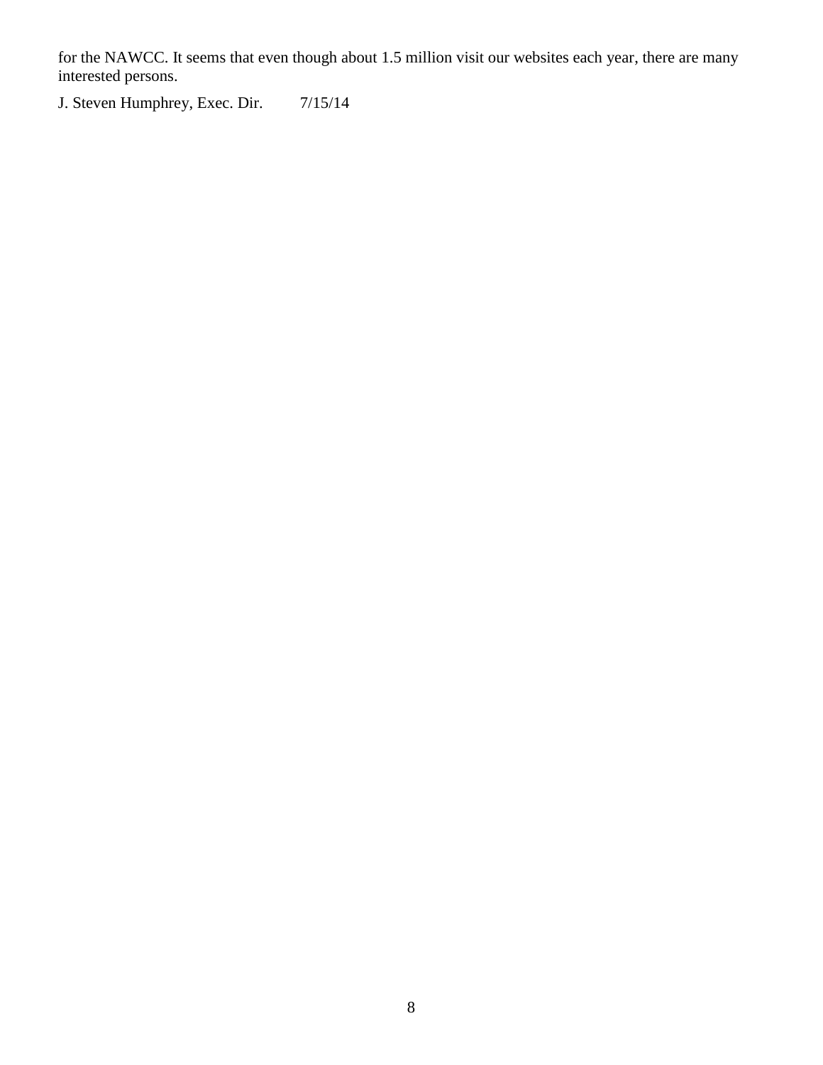for the NAWCC. It seems that even though about 1.5 million visit our websites each year, there are many interested persons.

J. Steven Humphrey, Exec. Dir.        7/15/14